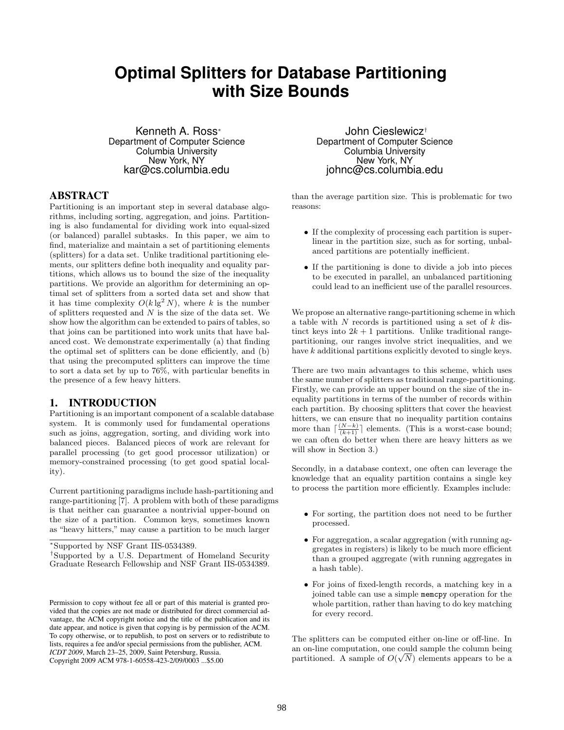# Optimal Splitters for Database Partitioning with Size Bounds

Kenneth A. Ross*
Department of Computer Science
Columbia University
New York, NY
kar@cs.columbia.edu

John Cieslewicz†
Department of Computer Science
Columbia University
New York, NY
johnc@cs.columbia.edu

## ABSTRACT

Partitioning is an important step in several database algorithms, including sorting, aggregation, and joins. Partitioning is also fundamental for dividing work into equal-sized (or balanced) parallel subtasks. In this paper, we aim to find, materialize and maintain a set of partitioning elements (splitters) for a data set. Unlike traditional partitioning elements, our splitters define both inequality and equality partitions, which allows us to bound the size of the inequality partitions. We provide an algorithm for determining an optimal set of splitters from a sorted data set and show that it has time complexity $O(k \lg^2 N)$, where $k$ is the number of splitters requested and $N$ is the size of the data set. We show how the algorithm can be extended to pairs of tables, so that joins can be partitioned into work units that have balanced cost. We demonstrate experimentally (a) that finding the optimal set of splitters can be done efficiently, and (b) that using the precomputed splitters can improve the time to sort a data set by up to 76%, with particular benefits in the presence of a few heavy hitters.

## 1. INTRODUCTION

Partitioning is an important component of a scalable database system. It is commonly used for fundamental operations such as joins, aggregation, sorting, and dividing work into balanced pieces. Balanced pieces of work are relevant for parallel processing (to get good processor utilization) or memory-constrained processing (to get good spatial locality).

Current partitioning paradigms include hash-partitioning and range-partitioning [7]. A problem with both of these paradigms is that neither can guarantee a nontrivial upper-bound on the size of a partition. Common keys, sometimes known as "heavy hitters," may cause a partition to be much larger than the average partition size. This is problematic for two reasons:

- If the complexity of processing each partition is super-linear in the partition size, such as for sorting, unbalanced partitions are potentially inefficient.
- If the partitioning is done to divide a job into pieces to be executed in parallel, an unbalanced partitioning could lead to an inefficient use of the parallel resources.

We propose an alternative range-partitioning scheme in which a table with $N$ records is partitioned using a set of $k$ distinct keys into $2k + 1$ partitions. Unlike traditional range-partitioning, our ranges involve strict inequalities, and we have $k$ additional partitions explicitly devoted to single keys.

There are two main advantages to this scheme, which uses the same number of splitters as traditional range-partitioning. Firstly, we can provide an upper bound on the size of the inequality partitions in terms of the number of records within each partition. By choosing splitters that cover the heaviest hitters, we can ensure that no inequality partition contains more than $\lceil \frac{(N-k)}{(k+1)} \rceil$ elements. (This is a worst-case bound; we can often do better when there are heavy hitters as we will show in Section 3.)

Secondly, in a database context, one often can leverage the knowledge that an equality partition contains a single key to process the partition more efficiently. Examples include:

- For sorting, the partition does not need to be further processed.
- For aggregation, a scalar aggregation (with running aggregates in registers) is likely to be much more efficient than a grouped aggregate (with running aggregates in a hash table).
- For joins of fixed-length records, a matching key in a joined table can use a simple `memcpy` operation for the whole partition, rather than having to do key matching for every record.

The splitters can be computed either on-line or off-line. In an on-line computation, one could sample the column being partitioned. A sample of $O(\sqrt{N})$ elements appears to be a

*Supported by NSF Grant IIS-0534389.
†Supported by a U.S. Department of Homeland Security Graduate Research Fellowship and NSF Grant IIS-0534389.

Permission to copy without fee all or part of this material is granted provided that the copies are not made or distributed for direct commercial advantage, the ACM copyright notice and the title of the publication and its date appear, and notice is given that copying is by permission of the ACM. To copy otherwise, or to republish, to post on servers or to redistribute to lists, requires a fee and/or special permissions from the publisher, ACM. *ICDT 2009*, March 23–25, 2009, Saint Petersburg, Russia.
Copyright 2009 ACM 978-1-60558-423-2/09/0003 ...$5.00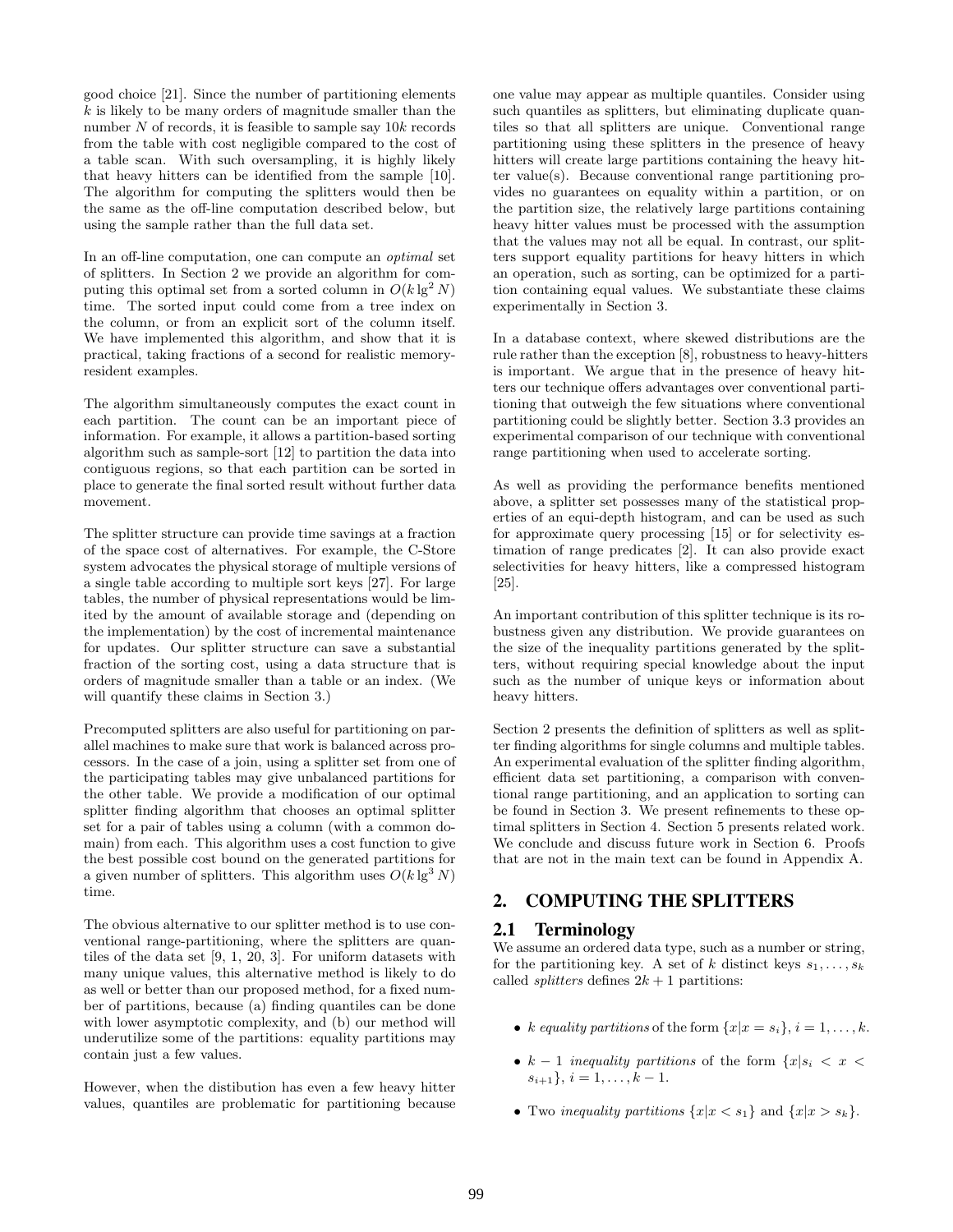good choice [21]. Since the number of partitioning elements $k$ is likely to be many orders of magnitude smaller than the number $N$ of records, it is feasible to sample say $10k$ records from the table with cost negligible compared to the cost of a table scan. With such oversampling, it is highly likely that heavy hitters can be identified from the sample [10]. The algorithm for computing the splitters would then be the same as the off-line computation described below, but using the sample rather than the full data set.

In an off-line computation, one can compute an *optimal* set of splitters. In Section 2 we provide an algorithm for computing this optimal set from a sorted column in $O(k \lg^2 N)$ time. The sorted input could come from a tree index on the column, or from an explicit sort of the column itself. We have implemented this algorithm, and show that it is practical, taking fractions of a second for realistic memory-resident examples.

The algorithm simultaneously computes the exact count in each partition. The count can be an important piece of information. For example, it allows a partition-based sorting algorithm such as sample-sort [12] to partition the data into contiguous regions, so that each partition can be sorted in place to generate the final sorted result without further data movement.

The splitter structure can provide time savings at a fraction of the space cost of alternatives. For example, the C-Store system advocates the physical storage of multiple versions of a single table according to multiple sort keys [27]. For large tables, the number of physical representations would be limited by the amount of available storage and (depending on the implementation) by the cost of incremental maintenance for updates. Our splitter structure can save a substantial fraction of the sorting cost, using a data structure that is orders of magnitude smaller than a table or an index. (We will quantify these claims in Section 3.)

Precomputed splitters are also useful for partitioning on parallel machines to make sure that work is balanced across processors. In the case of a join, using a splitter set from one of the participating tables may give unbalanced partitions for the other table. We provide a modification of our optimal splitter finding algorithm that chooses an optimal splitter set for a pair of tables using a column (with a common domain) from each. This algorithm uses a cost function to give the best possible cost bound on the generated partitions for a given number of splitters. This algorithm uses $O(k \lg^3 N)$ time.

The obvious alternative to our splitter method is to use conventional range-partitioning, where the splitters are quantiles of the data set [9, 1, 20, 3]. For uniform datasets with many unique values, this alternative method is likely to do as well or better than our proposed method, for a fixed number of partitions, because (a) finding quantiles can be done with lower asymptotic complexity, and (b) our method will underutilize some of the partitions: equality partitions may contain just a few values.

However, when the distibution has even a few heavy hitter values, quantiles are problematic for partitioning because one value may appear as multiple quantiles. Consider using such quantiles as splitters, but eliminating duplicate quantiles so that all splitters are unique. Conventional range partitioning using these splitters in the presence of heavy hitters will create large partitions containing the heavy hitter value(s). Because conventional range partitioning provides no guarantees on equality within a partition, or on the partition size, the relatively large partitions containing heavy hitter values must be processed with the assumption that the values may not all be equal. In contrast, our splitters support equality partitions for heavy hitters in which an operation, such as sorting, can be optimized for a partition containing equal values. We substantiate these claims experimentally in Section 3.

In a database context, where skewed distributions are the rule rather than the exception [8], robustness to heavy-hitters is important. We argue that in the presence of heavy hitters our technique offers advantages over conventional partitioning that outweigh the few situations where conventional partitioning could be slightly better. Section 3.3 provides an experimental comparison of our technique with conventional range partitioning when used to accelerate sorting.

As well as providing the performance benefits mentioned above, a splitter set possesses many of the statistical properties of an equi-depth histogram, and can be used as such for approximate query processing [15] or for selectivity estimation of range predicates [2]. It can also provide exact selectivities for heavy hitters, like a compressed histogram [25].

An important contribution of this splitter technique is its robustness given any distribution. We provide guarantees on the size of the inequality partitions generated by the splitters, without requiring special knowledge about the input such as the number of unique keys or information about heavy hitters.

Section 2 presents the definition of splitters as well as splitter finding algorithms for single columns and multiple tables. An experimental evaluation of the splitter finding algorithm, efficient data set partitioning, a comparison with conventional range partitioning, and an application to sorting can be found in Section 3. We present refinements to these optimal splitters in Section 4. Section 5 presents related work. We conclude and discuss future work in Section 6. Proofs that are not in the main text can be found in Appendix A.

## 2. COMPUTING THE SPLITTERS

### 2.1 Terminology

We assume an ordered data type, such as a number or string, for the partitioning key. A set of $k$ distinct keys $s_1, \ldots, s_k$ called *splitters* defines $2k + 1$ partitions:

- $k$ *equality partitions* of the form $\{x | x = s_i\}$, $i = 1, \ldots, k$.
- $k - 1$ *inequality partitions* of the form $\{x | s_i < x < s_{i+1}\}$, $i = 1, \ldots, k - 1$.
- Two *inequality partitions* $\{x | x < s_1\}$ and $\{x | x > s_k\}$.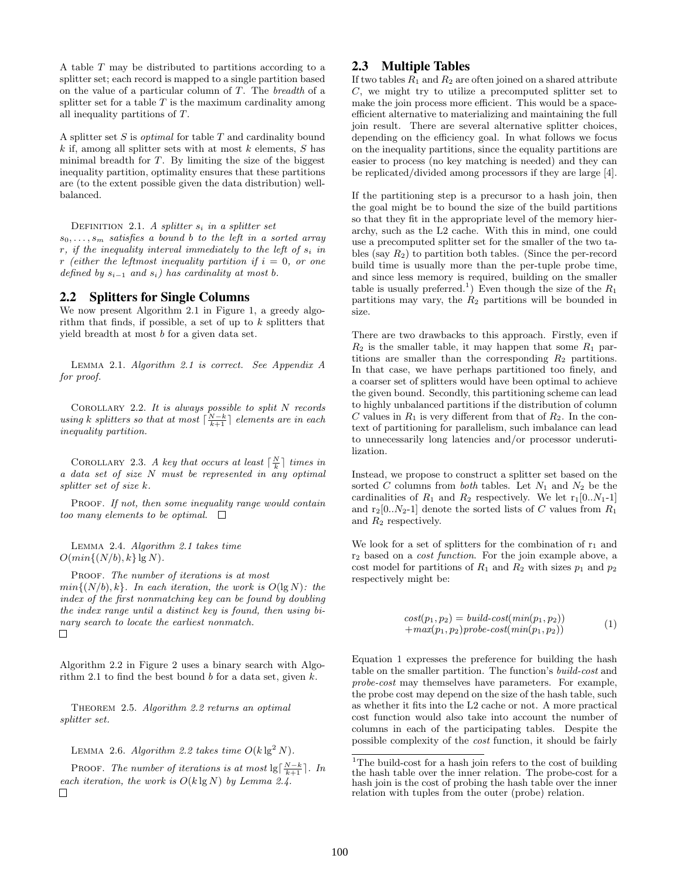A table $T$ may be distributed to partitions according to a splitter set; each record is mapped to a single partition based on the value of a particular column of $T$. The *breadth* of a splitter set for a table $T$ is the maximum cardinality among all inequality partitions of $T$.

A splitter set $S$ is *optimal* for table $T$ and cardinality bound $k$ if, among all splitter sets with at most $k$ elements, $S$ has minimal breadth for $T$. By limiting the size of the biggest inequality partition, optimality ensures that these partitions are (to the extent possible given the data distribution) well-balanced.

DEFINITION 2.1. *A splitter $s_i$ in a splitter set $s_0, \ldots, s_m$ satisfies a bound $b$ to the left in a sorted array $r$, if the inequality interval immediately to the left of $s_i$ in $r$ (either the leftmost inequality partition if $i = 0$, or one defined by $s_{i-1}$ and $s_i$) has cardinality at most $b$.*

## 2.2 Splitters for Single Columns

We now present Algorithm 2.1 in Figure 1, a greedy algorithm that finds, if possible, a set of up to $k$ splitters that yield breadth at most $b$ for a given data set.

LEMMA 2.1. *Algorithm 2.1 is correct. See Appendix A for proof.*

COROLLARY 2.2. *It is always possible to split $N$ records using $k$ splitters so that at most $\lceil \frac{N-k}{k+1} \rceil$ elements are in each inequality partition.*

COROLLARY 2.3. *A key that occurs at least $\lceil \frac{N}{k} \rceil$ times in a data set of size $N$ must be represented in any optimal splitter set of size $k$.*

PROOF. *If not, then some inequality range would contain too many elements to be optimal.* □

LEMMA 2.4. *Algorithm 2.1 takes time $O(min\{(N/b), k\} \lg N)$.*

PROOF. *The number of iterations is at most $min\{(N/b), k\}$. In each iteration, the work is $O(\lg N)$: the index of the first nonmatching key can be found by doubling the index range until a distinct key is found, then using binary search to locate the earliest nonmatch.* □

Algorithm 2.2 in Figure 2 uses a binary search with Algorithm 2.1 to find the best bound $b$ for a data set, given $k$.

THEOREM 2.5. *Algorithm 2.2 returns an optimal splitter set.*

LEMMA 2.6. *Algorithm 2.2 takes time $O(k \lg^2 N)$.*

PROOF. *The number of iterations is at most $\lg \lceil \frac{N-k}{k+1} \rceil$. In each iteration, the work is $O(k \lg N)$ by Lemma 2.4.* □

## 2.3 Multiple Tables

If two tables $R_1$ and $R_2$ are often joined on a shared attribute $C$, we might try to utilize a precomputed splitter set to make the join process more efficient. This would be a space-efficient alternative to materializing and maintaining the full join result. There are several alternative splitter choices, depending on the efficiency goal. In what follows we focus on the inequality partitions, since the equality partitions are easier to process (no key matching is needed) and they can be replicated/divided among processors if they are large [4].

If the partitioning step is a precursor to a hash join, then the goal might be to bound the size of the build partitions so that they fit in the appropriate level of the memory hierarchy, such as the L2 cache. With this in mind, one could use a precomputed splitter set for the smaller of the two tables (say $R_2$) to partition both tables. (Since the per-record build time is usually more than the per-tuple probe time, and since less memory is required, building on the smaller table is usually preferred.[1]) Even though the size of the $R_1$ partitions may vary, the $R_2$ partitions will be bounded in size.

There are two drawbacks to this approach. Firstly, even if $R_2$ is the smaller table, it may happen that some $R_1$ partitions are smaller than the corresponding $R_2$ partitions. In that case, we have perhaps partitioned too finely, and a coarser set of splitters would have been optimal to achieve the given bound. Secondly, this partitioning scheme can lead to highly unbalanced partitions if the distribution of column $C$ values in $R_1$ is very different from that of $R_2$. In the context of partitioning for parallelism, such imbalance can lead to unnecessarily long latencies and/or processor underutilization.

Instead, we propose to construct a splitter set based on the sorted $C$ columns from *both* tables. Let $N_1$ and $N_2$ be the cardinalities of $R_1$ and $R_2$ respectively. We let $r_1[0..N_1\text{-}1]$ and $r_2[0..N_2\text{-}1]$ denote the sorted lists of $C$ values from $R_1$ and $R_2$ respectively.

We look for a set of splitters for the combination of $r_1$ and $r_2$ based on a *cost function*. For the join example above, a cost model for partitions of $R_1$ and $R_2$ with sizes $p_1$ and $p_2$ respectively might be:

$$
\begin{aligned}
cost(p_1, p_2) = & \; \textit{build-cost}(min(p_1, p_2)) \\
& + max(p_1, p_2)\textit{probe-cost}(min(p_1, p_2))
\end{aligned} \qquad (1)
$$

Equation 1 expresses the preference for building the hash table on the smaller partition. The function's *build-cost* and *probe-cost* may themselves have parameters. For example, the probe cost may depend on the size of the hash table, such as whether it fits into the L2 cache or not. A more practical cost function would also take into account the number of columns in each of the participating tables. Despite the possible complexity of the *cost* function, it should be fairly

[1] The build-cost for a hash join refers to the cost of building the hash table over the inner relation. The probe-cost for a hash join is the cost of probing the hash table over the inner relation with tuples from the outer (probe) relation.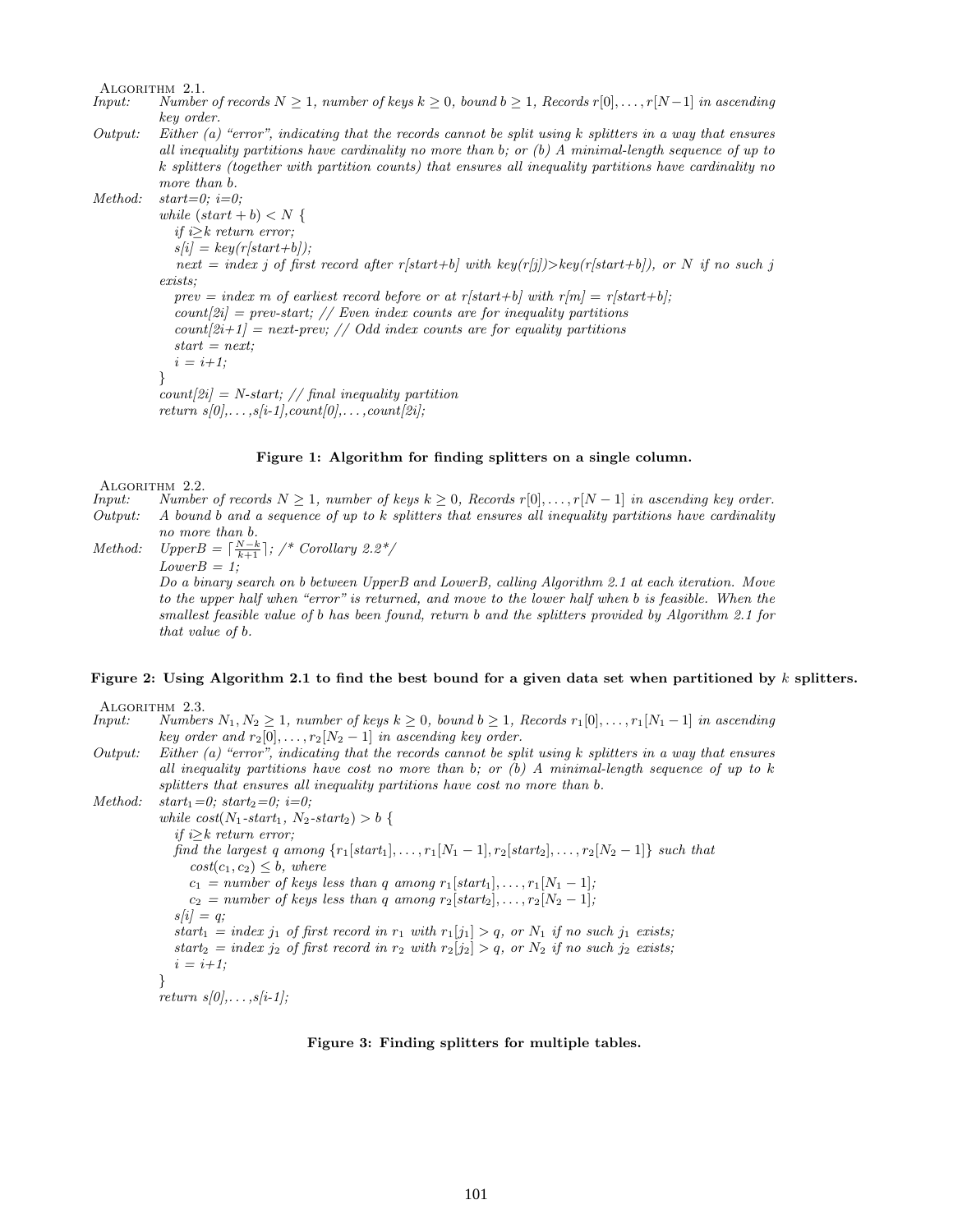Algorithm 2.1.

*Input:* Number of records $N \geq 1$, number of keys $k \geq 0$, bound $b \geq 1$, Records $r[0], \ldots, r[N-1]$ in ascending key order.

*Output:* Either (a) "error", indicating that the records cannot be split using $k$ splitters in a way that ensures all inequality partitions have cardinality no more than $b$; or (b) A minimal-length sequence of up to $k$ splitters (together with partition counts) that ensures all inequality partitions have cardinality no more than $b$.

*Method:*

```
start=0; i=0;
while (start + b) < N {
   if i≥k return error;
   s[i] = key(r[start+b]);
   next = index j of first record after r[start+b] with key(r[j])>key(r[start+b]), or N if no such j exists;
   prev = index m of earliest record before or at r[start+b] with r[m] = r[start+b];
   count[2i] = prev-start; // Even index counts are for inequality partitions
   count[2i+1] = next-prev; // Odd index counts are for equality partitions
   start = next;
   i = i+1;
}
count[2i] = N-start; // final inequality partition
return s[0],...,s[i-1],count[0],...,count[2i];
```

**Figure 1: Algorithm for finding splitters on a single column.**

Algorithm 2.2.

*Input:* Number of records $N \geq 1$, number of keys $k \geq 0$, Records $r[0], \ldots, r[N-1]$ in ascending key order.

*Output:* A bound $b$ and a sequence of up to $k$ splitters that ensures all inequality partitions have cardinality no more than $b$.

*Method:* $UpperB = \lceil \frac{N-k}{k+1} \rceil$; /* Corollary 2.2*/

$LowerB = 1$;

Do a binary search on $b$ between UpperB and LowerB, calling Algorithm 2.1 at each iteration. Move to the upper half when "error" is returned, and move to the lower half when $b$ is feasible. When the smallest feasible value of $b$ has been found, return $b$ and the splitters provided by Algorithm 2.1 for that value of $b$.

**Figure 2: Using Algorithm 2.1 to find the best bound for a given data set when partitioned by $k$ splitters.**

Algorithm 2.3.

*Input:* Numbers $N_1, N_2 \geq 1$, number of keys $k \geq 0$, bound $b \geq 1$, Records $r_1[0], \ldots, r_1[N_1-1]$ in ascending key order and $r_2[0], \ldots, r_2[N_2-1]$ in ascending key order.

*Output:* Either (a) "error", indicating that the records cannot be split using $k$ splitters in a way that ensures all inequality partitions have cost no more than $b$; or (b) A minimal-length sequence of up to $k$ splitters that ensures all inequality partitions have cost no more than $b$.

*Method:*

```
start1=0; start2=0; i=0;
while cost(N1-start1, N2-start2) > b {
   if i≥k return error;
   find the largest q among {r1[start1],...,r1[N1-1], r2[start2],...,r2[N2-1]} such that
      cost(c1, c2) ≤ b, where
      c1 = number of keys less than q among r1[start1],...,r1[N1-1];
      c2 = number of keys less than q among r2[start2],...,r2[N2-1];
   s[i] = q;
   start1 = index j1 of first record in r1 with r1[j1] > q, or N1 if no such j1 exists;
   start2 = index j2 of first record in r2 with r2[j2] > q, or N2 if no such j2 exists;
   i = i+1;
}
return s[0],...,s[i-1];
```

**Figure 3: Finding splitters for multiple tables.**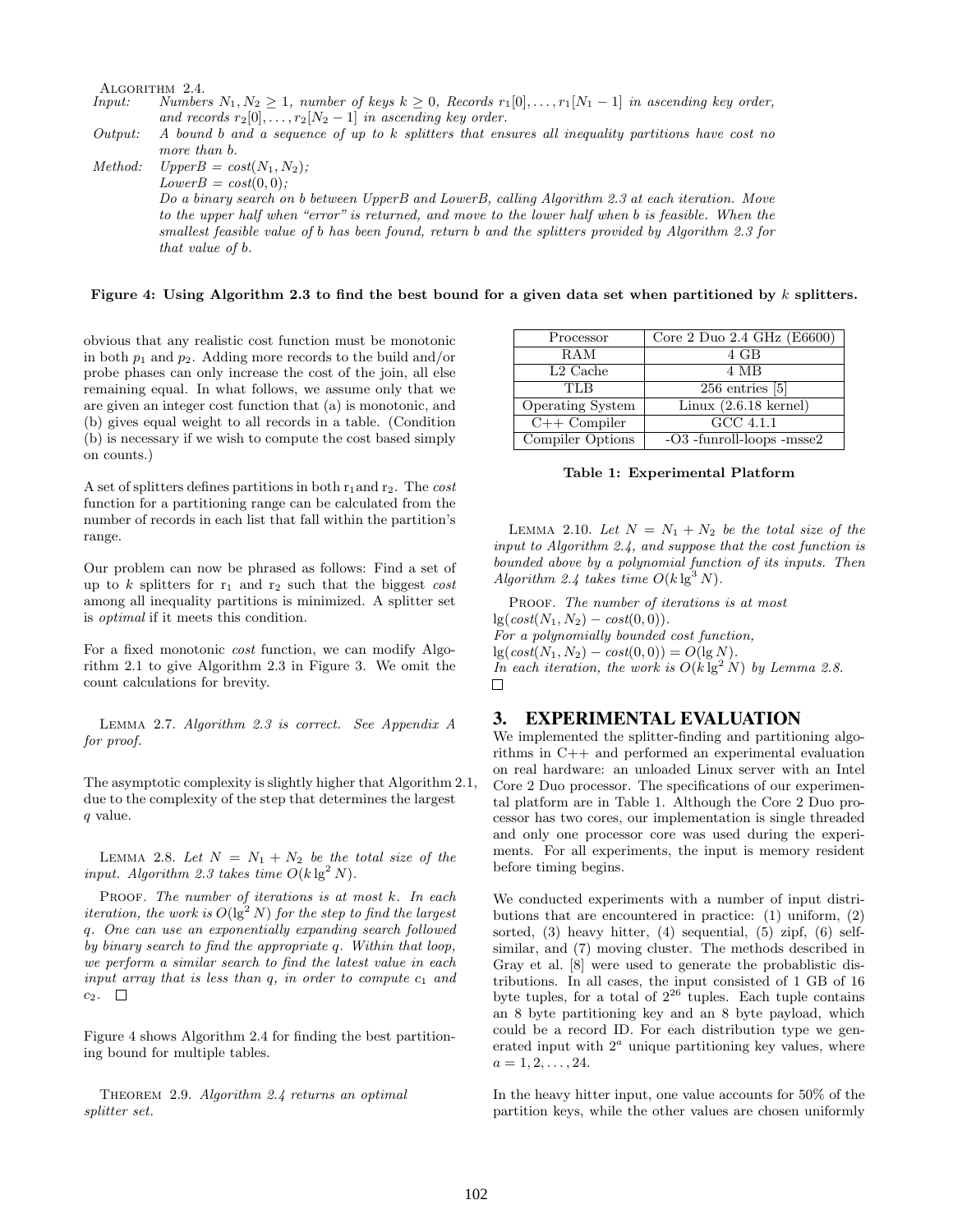ALGORITHM 2.4.

*Input:* *Numbers $N_1, N_2 \geq 1$, number of keys $k \geq 0$, Records $r_1[0], \ldots, r_1[N_1 - 1]$ in ascending key order, and records $r_2[0], \ldots, r_2[N_2 - 1]$ in ascending key order.*

*Output:* *A bound b and a sequence of up to k splitters that ensures all inequality partitions have cost no more than b.*

*Method:* *UpperB = cost($N_1, N_2$);*
*LowerB = cost(0, 0);*
*Do a binary search on b between UpperB and LowerB, calling Algorithm 2.3 at each iteration. Move to the upper half when "error" is returned, and move to the lower half when b is feasible. When the smallest feasible value of b has been found, return b and the splitters provided by Algorithm 2.3 for that value of b.*

**Figure 4: Using Algorithm 2.3 to find the best bound for a given data set when partitioned by $k$ splitters.**

obvious that any realistic cost function must be monotonic in both $p_1$ and $p_2$. Adding more records to the build and/or probe phases can only increase the cost of the join, all else remaining equal. In what follows, we assume only that we are given an integer cost function that (a) is monotonic, and (b) gives equal weight to all records in a table. (Condition (b) is necessary if we wish to compute the cost based simply on counts.)

A set of splitters defines partitions in both $r_1$and $r_2$. The *cost* function for a partitioning range can be calculated from the number of records in each list that fall within the partition's range.

Our problem can now be phrased as follows: Find a set of up to $k$ splitters for $r_1$ and $r_2$ such that the biggest *cost* among all inequality partitions is minimized. A splitter set is *optimal* if it meets this condition.

For a fixed monotonic *cost* function, we can modify Algorithm 2.1 to give Algorithm 2.3 in Figure 3. We omit the count calculations for brevity.

LEMMA 2.7. *Algorithm 2.3 is correct. See Appendix A for proof.*

The asymptotic complexity is slightly higher that Algorithm 2.1, due to the complexity of the step that determines the largest $q$ value.

LEMMA 2.8. *Let $N = N_1 + N_2$ be the total size of the input. Algorithm 2.3 takes time $O(k \lg^2 N)$.*

PROOF. *The number of iterations is at most k. In each iteration, the work is $O(\lg^2 N)$ for the step to find the largest q. One can use an exponentially expanding search followed by binary search to find the appropriate q. Within that loop, we perform a similar search to find the latest value in each input array that is less than q, in order to compute $c_1$ and $c_2$.* □

Figure 4 shows Algorithm 2.4 for finding the best partitioning bound for multiple tables.

THEOREM 2.9. *Algorithm 2.4 returns an optimal splitter set.*

| Processor | Core 2 Duo 2.4 GHz (E6600) |
|---|---|
| RAM | 4 GB |
| L2 Cache | 4 MB |
| TLB | 256 entries [5] |
| Operating System | Linux (2.6.18 kernel) |
| C++ Compiler | GCC 4.1.1 |
| Compiler Options | -O3 -funroll-loops -msse2 |

**Table 1: Experimental Platform**

LEMMA 2.10. *Let $N = N_1 + N_2$ be the total size of the input to Algorithm 2.4, and suppose that the cost function is bounded above by a polynomial function of its inputs. Then Algorithm 2.4 takes time $O(k \lg^3 N)$.*

PROOF. *The number of iterations is at most $\lg(cost(N_1, N_2) - cost(0, 0))$.*
*For a polynomially bounded cost function, $\lg(cost(N_1, N_2) - cost(0, 0)) = O(\lg N)$.*
*In each iteration, the work is $O(k \lg^2 N)$ by Lemma 2.8.*
□

## 3. EXPERIMENTAL EVALUATION

We implemented the splitter-finding and partitioning algorithms in C++ and performed an experimental evaluation on real hardware: an unloaded Linux server with an Intel Core 2 Duo processor. The specifications of our experimental platform are in Table 1. Although the Core 2 Duo processor has two cores, our implementation is single threaded and only one processor core was used during the experiments. For all experiments, the input is memory resident before timing begins.

We conducted experiments with a number of input distributions that are encountered in practice: (1) uniform, (2) sorted, (3) heavy hitter, (4) sequential, (5) zipf, (6) self-similar, and (7) moving cluster. The methods described in Gray et al. [8] were used to generate the probablistic distributions. In all cases, the input consisted of 1 GB of 16 byte tuples, for a total of $2^{26}$ tuples. Each tuple contains an 8 byte partitioning key and an 8 byte payload, which could be a record ID. For each distribution type we generated input with $2^a$ unique partitioning key values, where $a = 1, 2, \ldots, 24$.

In the heavy hitter input, one value accounts for 50% of the partition keys, while the other values are chosen uniformly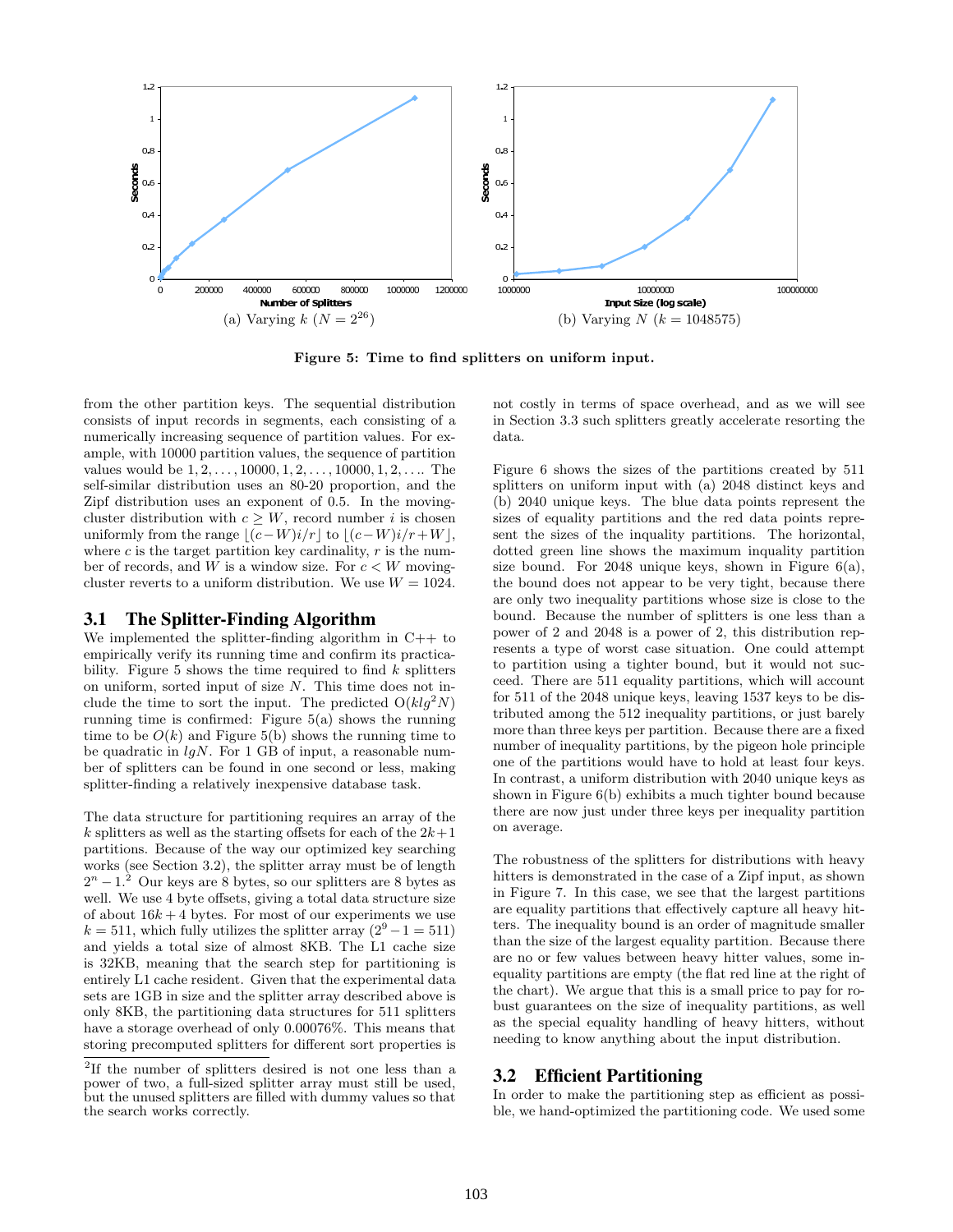(a) Varying $k$ ($N = 2^{26}$)

(b) Varying $N$ ($k = 1048575$)

**Figure 5: Time to find splitters on uniform input.**

from the other partition keys. The sequential distribution consists of input records in segments, each consisting of a numerically increasing sequence of partition values. For example, with 10000 partition values, the sequence of partition values would be $1, 2, \ldots, 10000, 1, 2, \ldots, 10000, 1, 2, \ldots$. The self-similar distribution uses an 80-20 proportion, and the Zipf distribution uses an exponent of 0.5. In the moving-cluster distribution with $c \geq W$, record number $i$ is chosen uniformly from the range $\lfloor (c-W)i/r \rfloor$ to $\lfloor (c-W)i/r + W \rfloor$, where $c$ is the target partition key cardinality, $r$ is the number of records, and $W$ is a window size. For $c < W$ moving-cluster reverts to a uniform distribution. We use $W = 1024$.

## 3.1 The Splitter-Finding Algorithm

We implemented the splitter-finding algorithm in C++ to empirically verify its running time and confirm its practicability. Figure 5 shows the time required to find $k$ splitters on uniform, sorted input of size $N$. This time does not include the time to sort the input. The predicted $O(klg^2N)$ running time is confirmed: Figure 5(a) shows the running time to be $O(k)$ and Figure 5(b) shows the running time to be quadratic in $lgN$. For 1 GB of input, a reasonable number of splitters can be found in one second or less, making splitter-finding a relatively inexpensive database task.

The data structure for partitioning requires an array of the $k$ splitters as well as the starting offsets for each of the $2k+1$ partitions. Because of the way our optimized key searching works (see Section 3.2), the splitter array must be of length $2^n - 1$.[2] Our keys are 8 bytes, so our splitters are 8 bytes as well. We use 4 byte offsets, giving a total data structure size of about $16k + 4$ bytes. For most of our experiments we use $k = 511$, which fully utilizes the splitter array ($2^9 - 1 = 511$) and yields a total size of almost 8KB. The L1 cache size is 32KB, meaning that the search step for partitioning is entirely L1 cache resident. Given that the experimental data sets are 1GB in size and the splitter array described above is only 8KB, the partitioning data structures for 511 splitters have a storage overhead of only 0.00076%. This means that storing precomputed splitters for different sort properties is not costly in terms of space overhead, and as we will see in Section 3.3 such splitters greatly accelerate resorting the data.

Figure 6 shows the sizes of the partitions created by 511 splitters on uniform input with (a) 2048 distinct keys and (b) 2040 unique keys. The blue data points represent the sizes of equality partitions and the red data points represent the sizes of the inequality partitions. The horizontal, dotted green line shows the maximum inequality partition size bound. For 2048 unique keys, shown in Figure 6(a), the bound does not appear to be very tight, because there are only two inequality partitions whose size is close to the bound. Because the number of splitters is one less than a power of 2 and 2048 is a power of 2, this distribution represents a type of worst case situation. One could attempt to partition using a tighter bound, but it would not succeed. There are 511 equality partitions, which will account for 511 of the 2048 unique keys, leaving 1537 keys to be distributed among the 512 inequality partitions, or just barely more than three keys per partition. Because there are a fixed number of inequality partitions, by the pigeon hole principle one of the partitions would have to hold at least four keys. In contrast, a uniform distribution with 2040 unique keys as shown in Figure 6(b) exhibits a much tighter bound because there are now just under three keys per inequality partition on average.

The robustness of the splitters for distributions with heavy hitters is demonstrated in the case of a Zipf input, as shown in Figure 7. In this case, we see that the largest partitions are equality partitions that effectively capture all heavy hitters. The inequality bound is an order of magnitude smaller than the size of the largest equality partition. Because there are no or few values between heavy hitter values, some inequality partitions are empty (the flat red line at the right of the chart). We argue that this is a small price to pay for robust guarantees on the size of inequality partitions, as well as the special equality handling of heavy hitters, without needing to know anything about the input distribution.

## 3.2 Efficient Partitioning

In order to make the partitioning step as efficient as possible, we hand-optimized the partitioning code. We used some

[2] If the number of splitters desired is not one less than a power of two, a full-sized splitter array must still be used, but the unused splitters are filled with dummy values so that the search works correctly.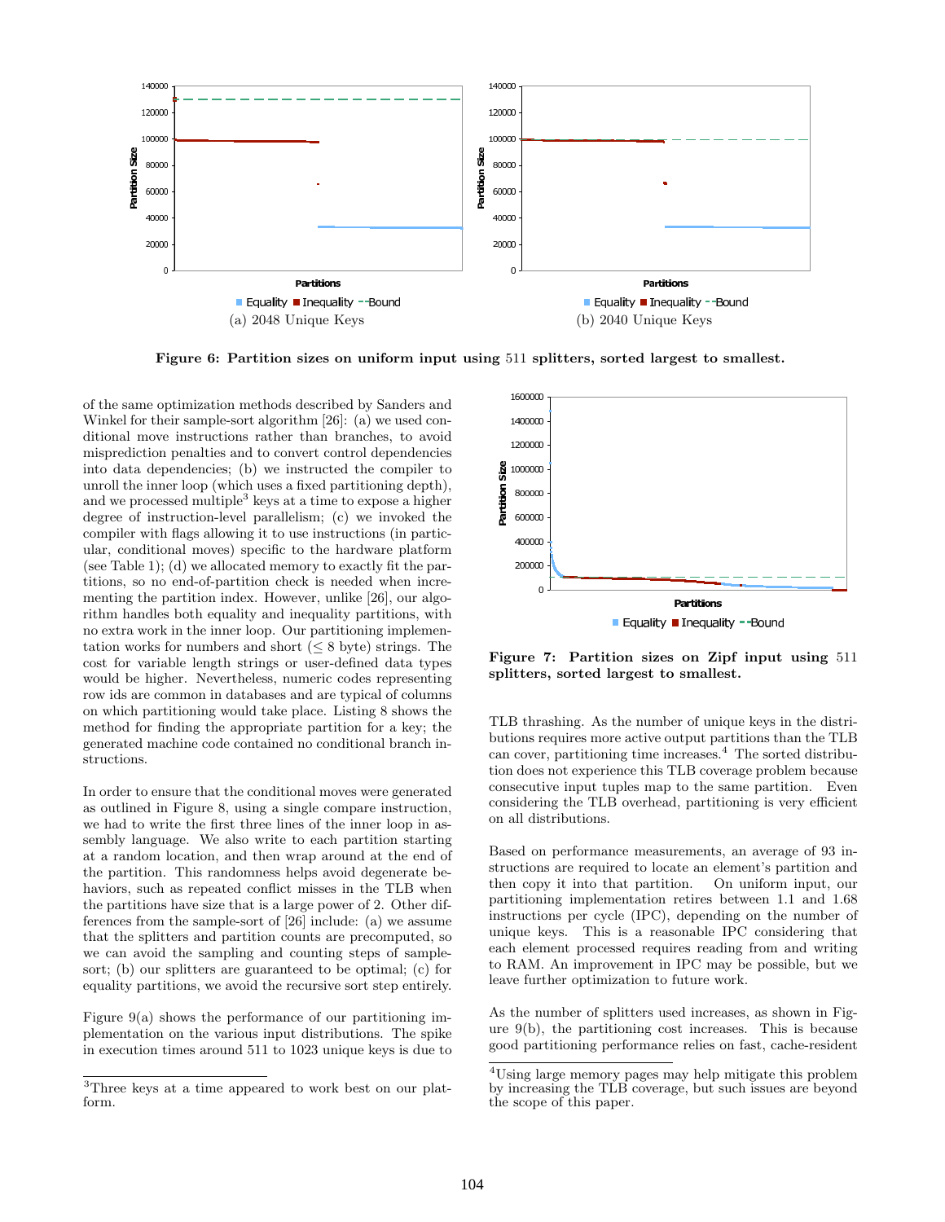(a) 2048 Unique Keys

(b) 2040 Unique Keys

**Figure 6: Partition sizes on uniform input using 511 splitters, sorted largest to smallest.**

of the same optimization methods described by Sanders and Winkel for their sample-sort algorithm [26]: (a) we used conditional move instructions rather than branches, to avoid misprediction penalties and to convert control dependencies into data dependencies; (b) we instructed the compiler to unroll the inner loop (which uses a fixed partitioning depth), and we processed multiple[3] keys at a time to expose a higher degree of instruction-level parallelism; (c) we invoked the compiler with flags allowing it to use instructions (in particular, conditional moves) specific to the hardware platform (see Table 1); (d) we allocated memory to exactly fit the partitions, so no end-of-partition check is needed when incrementing the partition index. However, unlike [26], our algorithm handles both equality and inequality partitions, with no extra work in the inner loop. Our partitioning implementation works for numbers and short ($\leq$ 8 byte) strings. The cost for variable length strings or user-defined data types would be higher. Nevertheless, numeric codes representing row ids are common in databases and are typical of columns on which partitioning would take place. Listing 8 shows the method for finding the appropriate partition for a key; the generated machine code contained no conditional branch instructions.

In order to ensure that the conditional moves were generated as outlined in Figure 8, using a single compare instruction, we had to write the first three lines of the inner loop in assembly language. We also write to each partition starting at a random location, and then wrap around at the end of the partition. This randomness helps avoid degenerate behaviors, such as repeated conflict misses in the TLB when the partitions have size that is a large power of 2. Other differences from the sample-sort of [26] include: (a) we assume that the splitters and partition counts are precomputed, so we can avoid the sampling and counting steps of sample-sort; (b) our splitters are guaranteed to be optimal; (c) for equality partitions, we avoid the recursive sort step entirely.

Figure 9(a) shows the performance of our partitioning implementation on the various input distributions. The spike in execution times around 511 to 1023 unique keys is due to TLB thrashing. As the number of unique keys in the distributions requires more active output partitions than the TLB can cover, partitioning time increases.[4] The sorted distribution does not experience this TLB coverage problem because consecutive input tuples map to the same partition. Even considering the TLB overhead, partitioning is very efficient on all distributions.

**Figure 7: Partition sizes on Zipf input using 511 splitters, sorted largest to smallest.**

Based on performance measurements, an average of 93 instructions are required to locate an element's partition and then copy it into that partition. On uniform input, our partitioning implementation retires between 1.1 and 1.68 instructions per cycle (IPC), depending on the number of unique keys. This is a reasonable IPC considering that each element processed requires reading from and writing to RAM. An improvement in IPC may be possible, but we leave further optimization to future work.

As the number of splitters used increases, as shown in Figure 9(b), the partitioning cost increases. This is because good partitioning performance relies on fast, cache-resident

[3] Three keys at a time appeared to work best on our platform.

[4] Using large memory pages may help mitigate this problem by increasing the TLB coverage, but such issues are beyond the scope of this paper.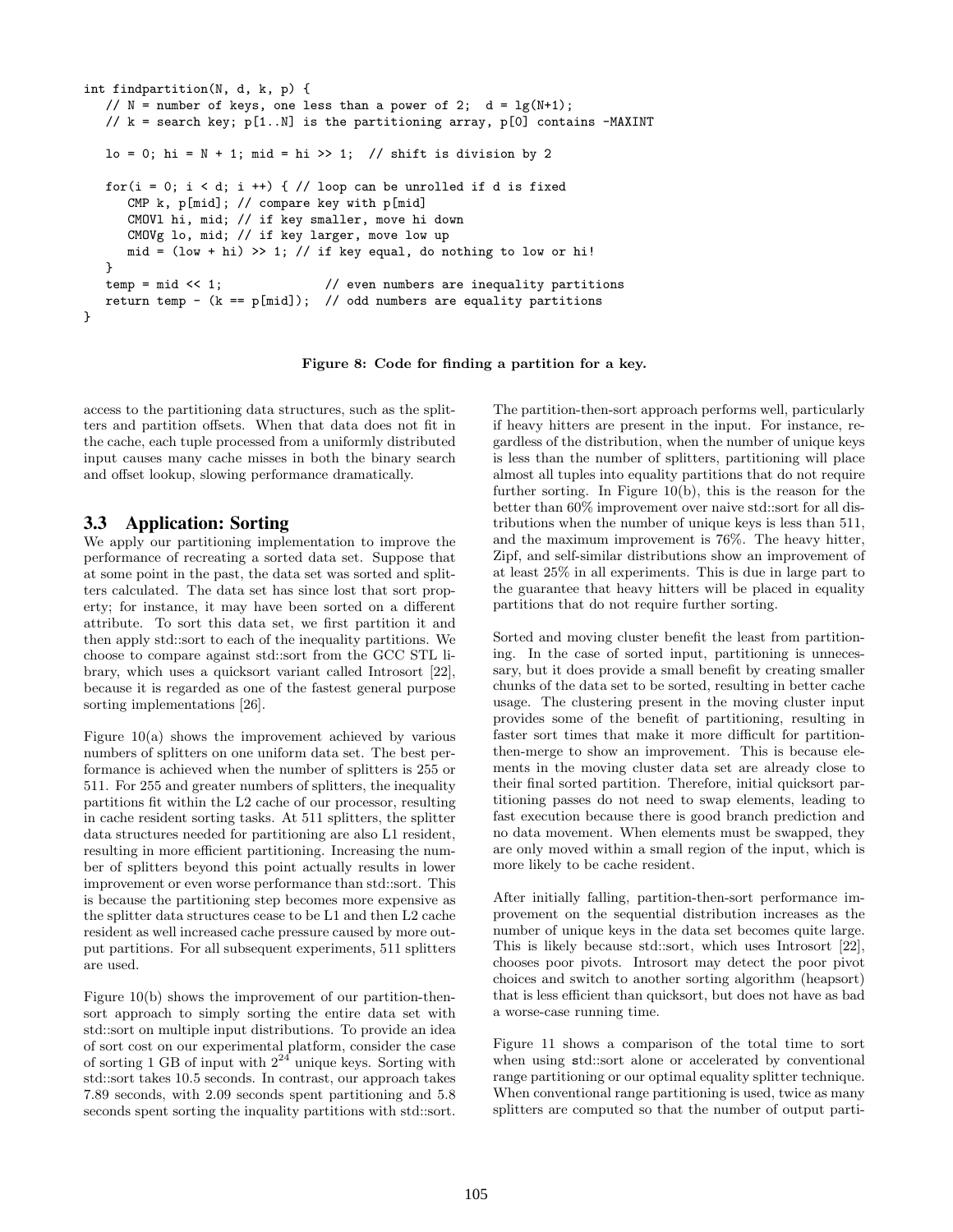```
int findpartition(N, d, k, p) {
   // N = number of keys, one less than a power of 2;  d = lg(N+1);
   // k = search key; p[1..N] is the partitioning array, p[0] contains -MAXINT

   lo = 0; hi = N + 1; mid = hi >> 1;  // shift is division by 2

   for(i = 0; i < d; i ++) { // loop can be unrolled if d is fixed
      CMP k, p[mid]; // compare key with p[mid]
      CMOVl hi, mid; // if key smaller, move hi down
      CMOVg lo, mid; // if key larger, move low up
      mid = (low + hi) >> 1; // if key equal, do nothing to low or hi!
   }
   temp = mid << 1;              // even numbers are inequality partitions
   return temp - (k == p[mid]);  // odd numbers are equality partitions
}
```

**Figure 8: Code for finding a partition for a key.**

access to the partitioning data structures, such as the splitters and partition offsets. When that data does not fit in the cache, each tuple processed from a uniformly distributed input causes many cache misses in both the binary search and offset lookup, slowing performance dramatically.

### 3.3 Application: Sorting

We apply our partitioning implementation to improve the performance of recreating a sorted data set. Suppose that at some point in the past, the data set was sorted and splitters calculated. The data set has since lost that sort property; for instance, it may have been sorted on a different attribute. To sort this data set, we first partition it and then apply std::sort to each of the inequality partitions. We choose to compare against std::sort from the GCC STL library, which uses a quicksort variant called Introsort [22], because it is regarded as one of the fastest general purpose sorting implementations [26].

Figure 10(a) shows the improvement achieved by various numbers of splitters on one uniform data set. The best performance is achieved when the number of splitters is 255 or 511. For 255 and greater numbers of splitters, the inequality partitions fit within the L2 cache of our processor, resulting in cache resident sorting tasks. At 511 splitters, the splitter data structures needed for partitioning are also L1 resident, resulting in more efficient partitioning. Increasing the number of splitters beyond this point actually results in lower improvement or even worse performance than std::sort. This is because the partitioning step becomes more expensive as the splitter data structures cease to be L1 and then L2 cache resident as well increased cache pressure caused by more output partitions. For all subsequent experiments, 511 splitters are used.

Figure 10(b) shows the improvement of our partition-then-sort approach to simply sorting the entire data set with std::sort on multiple input distributions. To provide an idea of sort cost on our experimental platform, consider the case of sorting 1 GB of input with $2^{24}$ unique keys. Sorting with std::sort takes 10.5 seconds. In contrast, our approach takes 7.89 seconds, with 2.09 seconds spent partitioning and 5.8 seconds spent sorting the inquality partitions with std::sort.

The partition-then-sort approach performs well, particularly if heavy hitters are present in the input. For instance, regardless of the distribution, when the number of unique keys is less than the number of splitters, partitioning will place almost all tuples into equality partitions that do not require further sorting. In Figure 10(b), this is the reason for the better than 60% improvement over naive std::sort for all distributions when the number of unique keys is less than 511, and the maximum improvement is 76%. The heavy hitter, Zipf, and self-similar distributions show an improvement of at least 25% in all experiments. This is due in large part to the guarantee that heavy hitters will be placed in equality partitions that do not require further sorting.

Sorted and moving cluster benefit the least from partitioning. In the case of sorted input, partitioning is unnecessary, but it does provide a small benefit by creating smaller chunks of the data set to be sorted, resulting in better cache usage. The clustering present in the moving cluster input provides some of the benefit of partitioning, resulting in faster sort times that make it more difficult for partition-then-merge to show an improvement. This is because elements in the moving cluster data set are already close to their final sorted partition. Therefore, initial quicksort partitioning passes do not need to swap elements, leading to fast execution because there is good branch prediction and no data movement. When elements must be swapped, they are only moved within a small region of the input, which is more likely to be cache resident.

After initially falling, partition-then-sort performance improvement on the sequential distribution increases as the number of unique keys in the data set becomes quite large. This is likely because std::sort, which uses Introsort [22], chooses poor pivots. Introsort may detect the poor pivot choices and switch to another sorting algorithm (heapsort) that is less efficient than quicksort, but does not have as bad a worse-case running time.

Figure 11 shows a comparison of the total time to sort when using std::sort alone or accelerated by conventional range partitioning or our optimal equality splitter technique. When conventional range partitioning is used, twice as many splitters are computed so that the number of output parti-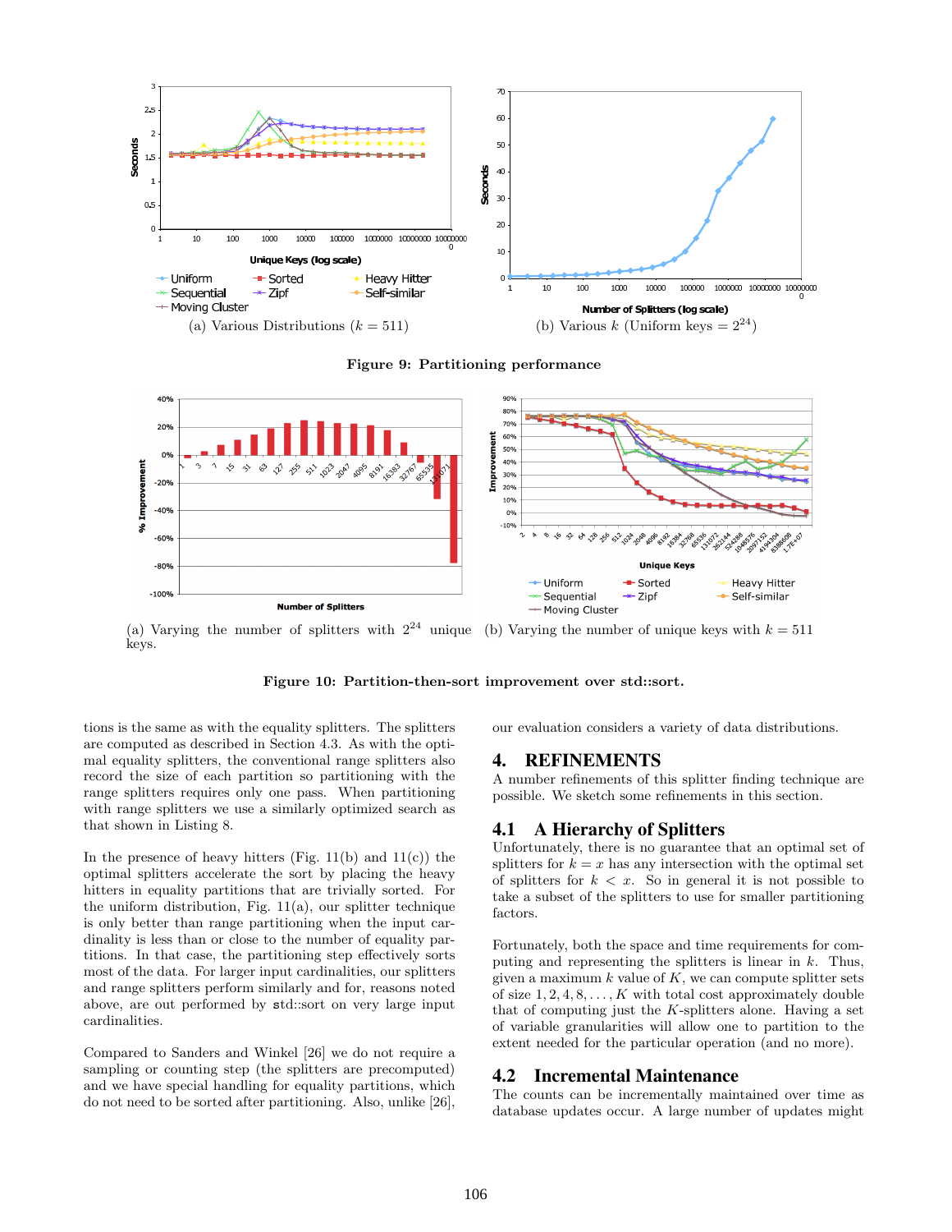(a) Various Distributions ($k = 511$)

(b) Various $k$ (Uniform keys $= 2^{24}$)

**Figure 9: Partitioning performance**

(a) Varying the number of splitters with $2^{24}$ unique keys.

(b) Varying the number of unique keys with $k = 511$

**Figure 10: Partition-then-sort improvement over std::sort.**

tions is the same as with the equality splitters. The splitters are computed as described in Section 4.3. As with the optimal equality splitters, the conventional range splitters also record the size of each partition so partitioning with the range splitters requires only one pass. When partitioning with range splitters we use a similarly optimized search as that shown in Listing 8.

In the presence of heavy hitters (Fig. 11(b) and 11(c)) the optimal splitters accelerate the sort by placing the heavy hitters in equality partitions that are trivially sorted. For the uniform distribution, Fig. 11(a), our splitter technique is only better than range partitioning when the input cardinality is less than or close to the number of equality partitions. In that case, the partitioning step effectively sorts most of the data. For larger input cardinalities, our splitters and range splitters perform similarly and for, reasons noted above, are out performed by std::sort on very large input cardinalities.

Compared to Sanders and Winkel [26] we do not require a sampling or counting step (the splitters are precomputed) and we have special handling for equality partitions, which do not need to be sorted after partitioning. Also, unlike [26], our evaluation considers a variety of data distributions.

## 4. REFINEMENTS

A number refinements of this splitter finding technique are possible. We sketch some refinements in this section.

### 4.1 A Hierarchy of Splitters

Unfortunately, there is no guarantee that an optimal set of splitters for $k = x$ has any intersection with the optimal set of splitters for $k < x$. So in general it is not possible to take a subset of the splitters to use for smaller partitioning factors.

Fortunately, both the space and time requirements for computing and representing the splitters is linear in $k$. Thus, given a maximum $k$ value of $K$, we can compute splitter sets of size $1, 2, 4, 8, \ldots, K$ with total cost approximately double that of computing just the $K$-splitters alone. Having a set of variable granularities will allow one to partition to the extent needed for the particular operation (and no more).

### 4.2 Incremental Maintenance

The counts can be incrementally maintained over time as database updates occur. A large number of updates might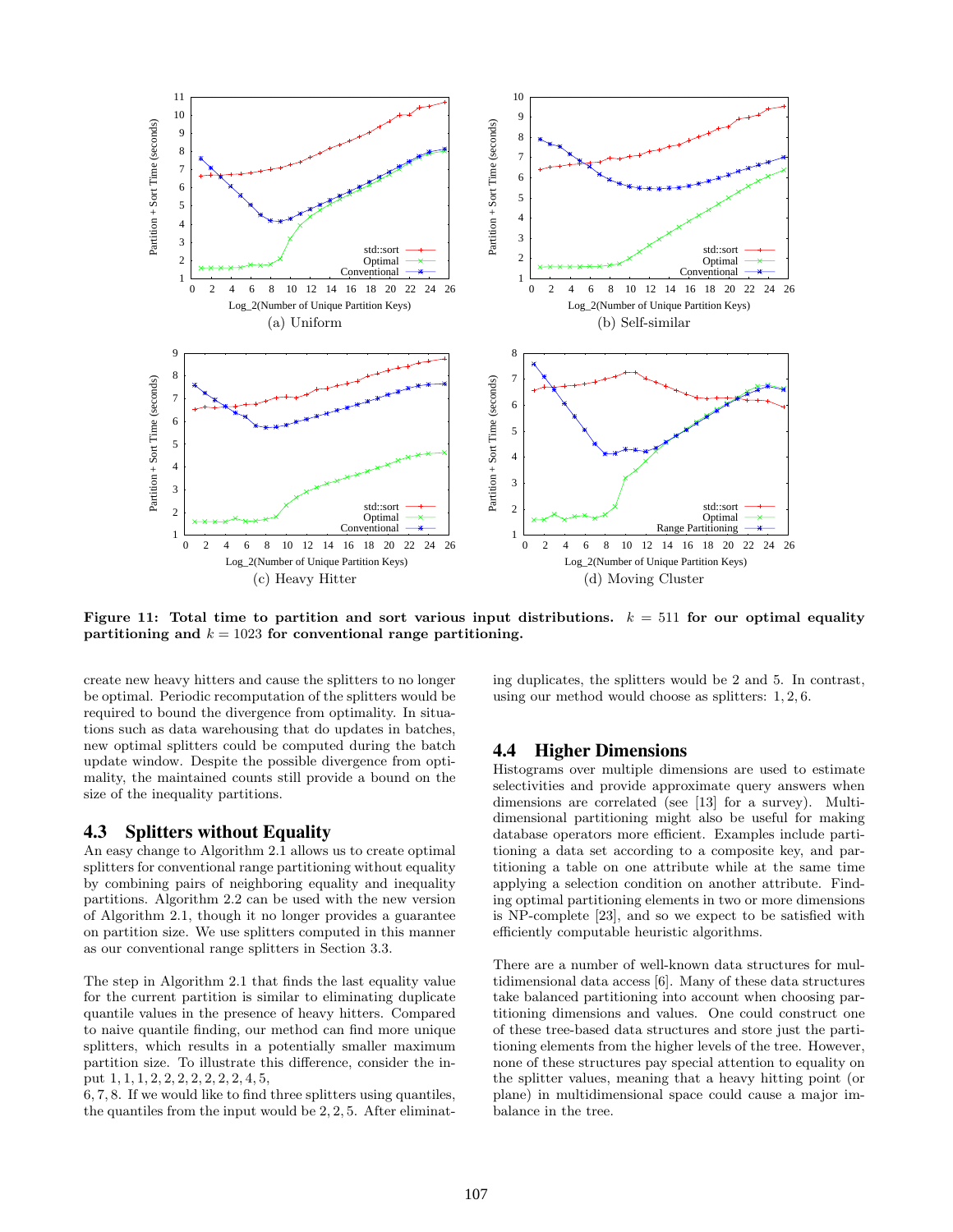Figure 11: Total time to partition and sort various input distributions. $k = 511$ for our optimal equality partitioning and $k = 1023$ for conventional range partitioning.

create new heavy hitters and cause the splitters to no longer be optimal. Periodic recomputation of the splitters would be required to bound the divergence from optimality. In situations such as data warehousing that do updates in batches, new optimal splitters could be computed during the batch update window. Despite the possible divergence from optimality, the maintained counts still provide a bound on the size of the inequality partitions.

## 4.3 Splitters without Equality

An easy change to Algorithm 2.1 allows us to create optimal splitters for conventional range partitioning without equality by combining pairs of neighboring equality and inequality partitions. Algorithm 2.2 can be used with the new version of Algorithm 2.1, though it no longer provides a guarantee on partition size. We use splitters computed in this manner as our conventional range splitters in Section 3.3.

The step in Algorithm 2.1 that finds the last equality value for the current partition is similar to eliminating duplicate quantile values in the presence of heavy hitters. Compared to naive quantile finding, our method can find more unique splitters, which results in a potentially smaller maximum partition size. To illustrate this difference, consider the input 1, 1, 1, 2, 2, 2, 2, 2, 2, 2, 2, 4, 5, 6, 7, 8. If we would like to find three splitters using quantiles, the quantiles from the input would be 2, 2, 5. After eliminating duplicates, the splitters would be 2 and 5. In contrast, using our method would choose as splitters: 1, 2, 6.

## 4.4 Higher Dimensions

Histograms over multiple dimensions are used to estimate selectivities and provide approximate query answers when dimensions are correlated (see [13] for a survey). Multidimensional partitioning might also be useful for making database operators more efficient. Examples include partitioning a data set according to a composite key, and partitioning a table on one attribute while at the same time applying a selection condition on another attribute. Finding optimal partitioning elements in two or more dimensions is NP-complete [23], and so we expect to be satisfied with efficiently computable heuristic algorithms.

There are a number of well-known data structures for multidimensional data access [6]. Many of these data structures take balanced partitioning into account when choosing partitioning dimensions and values. One could construct one of these tree-based data structures and store just the partitioning elements from the higher levels of the tree. However, none of these structures pay special attention to equality on the splitter values, meaning that a heavy hitting point (or plane) in multidimensional space could cause a major imbalance in the tree.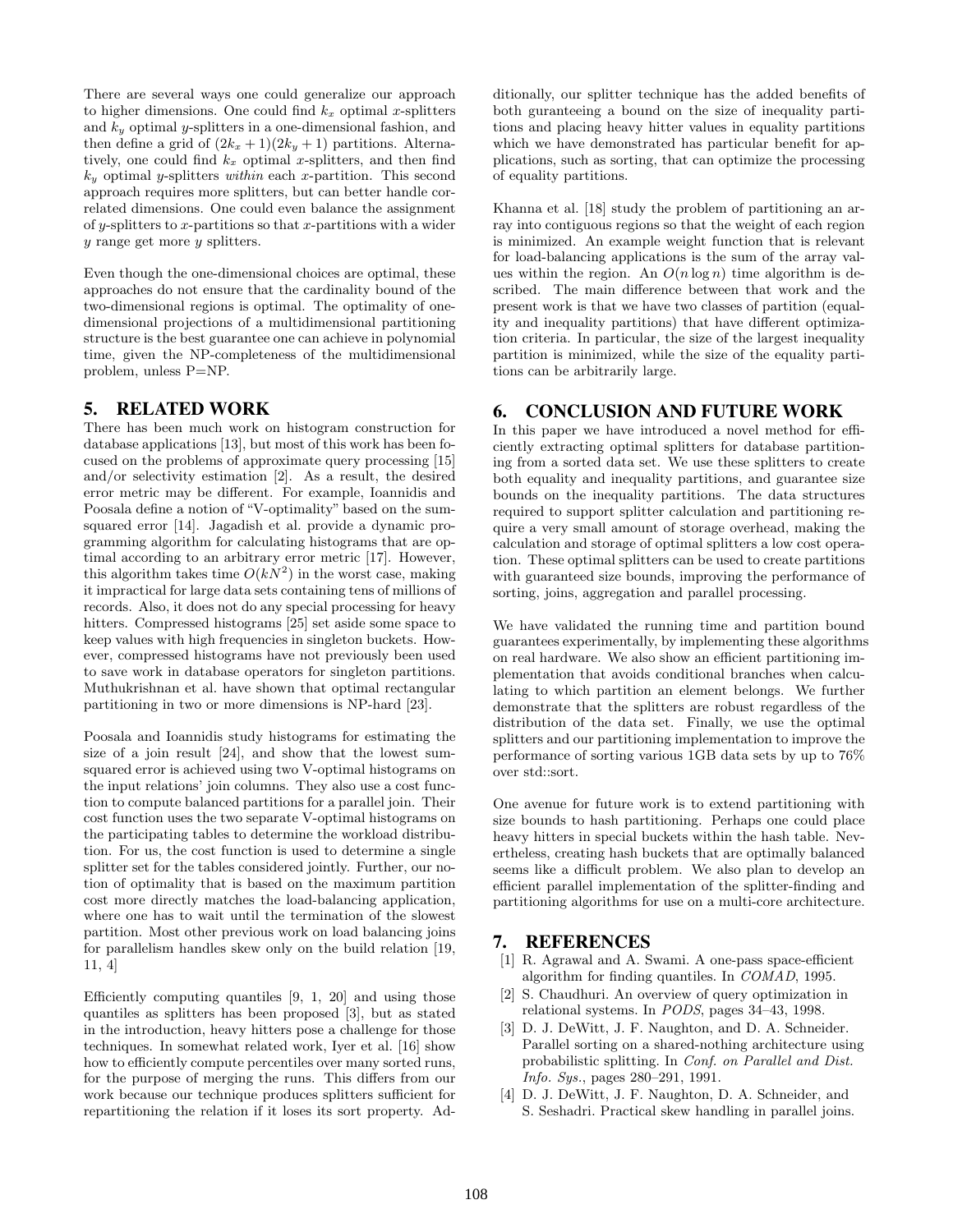There are several ways one could generalize our approach to higher dimensions. One could find $k_x$ optimal $x$-splitters and $k_y$ optimal $y$-splitters in a one-dimensional fashion, and then define a grid of $(2k_x+1)(2k_y+1)$ partitions. Alternatively, one could find $k_x$ optimal $x$-splitters, and then find $k_y$ optimal $y$-splitters *within* each $x$-partition. This second approach requires more splitters, but can better handle correlated dimensions. One could even balance the assignment of $y$-splitters to $x$-partitions so that $x$-partitions with a wider $y$ range get more $y$ splitters.

Even though the one-dimensional choices are optimal, these approaches do not ensure that the cardinality bound of the two-dimensional regions is optimal. The optimality of one-dimensional projections of a multidimensional partitioning structure is the best guarantee one can achieve in polynomial time, given the NP-completeness of the multidimensional problem, unless P=NP.

## 5. RELATED WORK

There has been much work on histogram construction for database applications [13], but most of this work has been focused on the problems of approximate query processing [15] and/or selectivity estimation [2]. As a result, the desired error metric may be different. For example, Ioannidis and Poosala define a notion of "V-optimality" based on the sum-squared error [14]. Jagadish et al. provide a dynamic programming algorithm for calculating histograms that are optimal according to an arbitrary error metric [17]. However, this algorithm takes time $O(kN^2)$ in the worst case, making it impractical for large data sets containing tens of millions of records. Also, it does not do any special processing for heavy hitters. Compressed histograms [25] set aside some space to keep values with high frequencies in singleton buckets. However, compressed histograms have not previously been used to save work in database operators for singleton partitions. Muthukrishnan et al. have shown that optimal rectangular partitioning in two or more dimensions is NP-hard [23].

Poosala and Ioannidis study histograms for estimating the size of a join result [24], and show that the lowest sum-squared error is achieved using two V-optimal histograms on the input relations' join columns. They also use a cost function to compute balanced partitions for a parallel join. Their cost function uses the two separate V-optimal histograms on the participating tables to determine the workload distribution. For us, the cost function is used to determine a single splitter set for the tables considered jointly. Further, our notion of optimality that is based on the maximum partition cost more directly matches the load-balancing application, where one has to wait until the termination of the slowest partition. Most other previous work on load balancing joins for parallelism handles skew only on the build relation [19, 11, 4]

Efficiently computing quantiles [9, 1, 20] and using those quantiles as splitters has been proposed [3], but as stated in the introduction, heavy hitters pose a challenge for those techniques. In somewhat related work, Iyer et al. [16] show how to efficiently compute percentiles over many sorted runs, for the purpose of merging the runs. This differs from our work because our technique produces splitters sufficient for repartitioning the relation if it loses its sort property. Additionally, our splitter technique has the added benefits of both guranteeing a bound on the size of inequality partitions and placing heavy hitter values in equality partitions which we have demonstrated has particular benefit for applications, such as sorting, that can optimize the processing of equality partitions.

Khanna et al. [18] study the problem of partitioning an array into contiguous regions so that the weight of each region is minimized. An example weight function that is relevant for load-balancing applications is the sum of the array values within the region. An $O(n \log n)$ time algorithm is described. The main difference between that work and the present work is that we have two classes of partition (equality and inequality partitions) that have different optimization criteria. In particular, the size of the largest inequality partition is minimized, while the size of the equality partitions can be arbitrarily large.

## 6. CONCLUSION AND FUTURE WORK

In this paper we have introduced a novel method for efficiently extracting optimal splitters for database partitioning from a sorted data set. We use these splitters to create both equality and inequality partitions, and guarantee size bounds on the inequality partitions. The data structures required to support splitter calculation and partitioning require a very small amount of storage overhead, making the calculation and storage of optimal splitters a low cost operation. These optimal splitters can be used to create partitions with guaranteed size bounds, improving the performance of sorting, joins, aggregation and parallel processing.

We have validated the running time and partition bound guarantees experimentally, by implementing these algorithms on real hardware. We also show an efficient partitioning implementation that avoids conditional branches when calculating to which partition an element belongs. We further demonstrate that the splitters are robust regardless of the distribution of the data set. Finally, we use the optimal splitters and our partitioning implementation to improve the performance of sorting various 1GB data sets by up to 76% over std::sort.

One avenue for future work is to extend partitioning with size bounds to hash partitioning. Perhaps one could place heavy hitters in special buckets within the hash table. Nevertheless, creating hash buckets that are optimally balanced seems like a difficult problem. We also plan to develop an efficient parallel implementation of the splitter-finding and partitioning algorithms for use on a multi-core architecture.

## 7. REFERENCES

[1] R. Agrawal and A. Swami. A one-pass space-efficient algorithm for finding quantiles. In *COMAD*, 1995.

[2] S. Chaudhuri. An overview of query optimization in relational systems. In *PODS*, pages 34–43, 1998.

[3] D. J. DeWitt, J. F. Naughton, and D. A. Schneider. Parallel sorting on a shared-nothing architecture using probabilistic splitting. In *Conf. on Parallel and Dist. Info. Sys.*, pages 280–291, 1991.

[4] D. J. DeWitt, J. F. Naughton, D. A. Schneider, and S. Seshadri. Practical skew handling in parallel joins.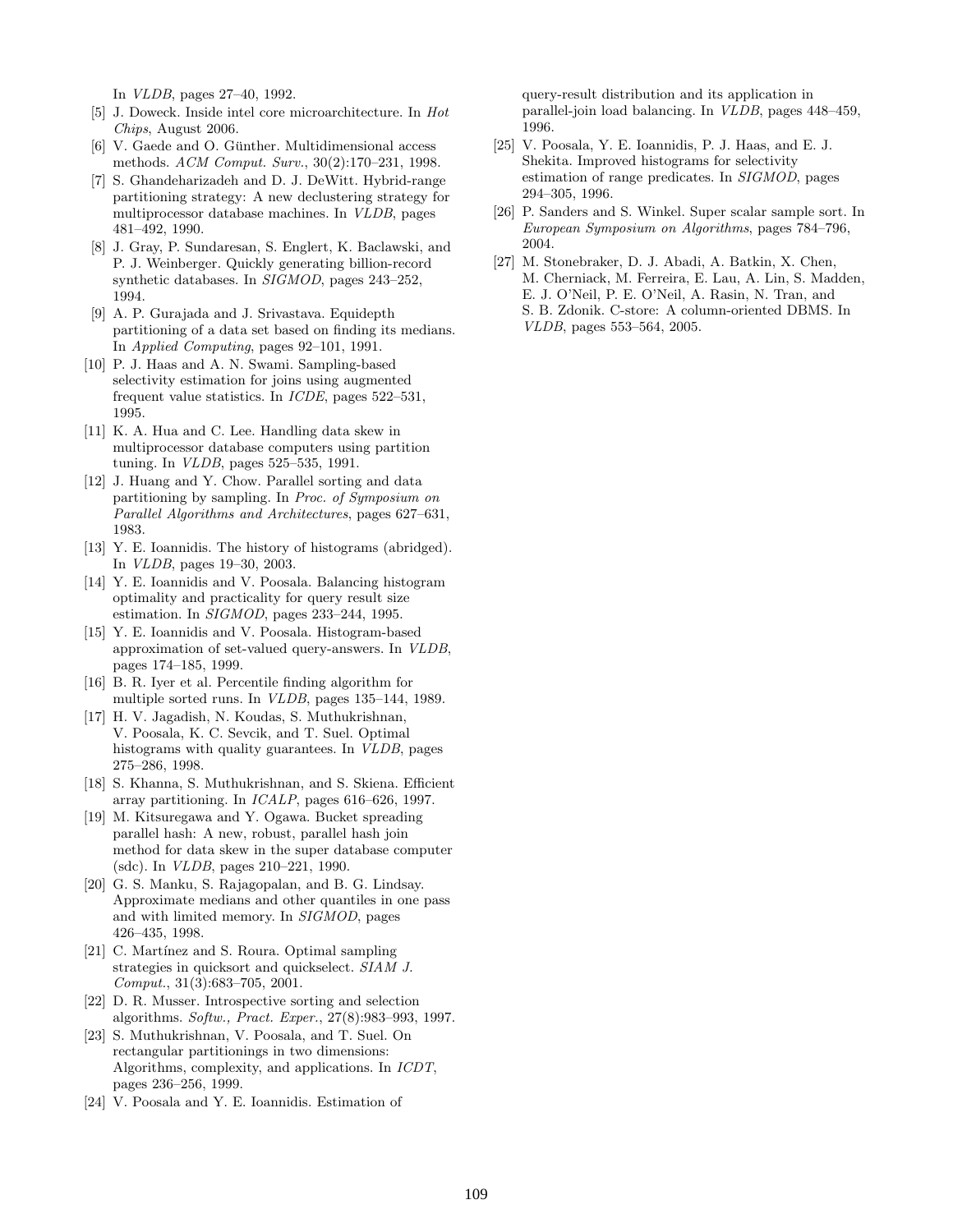In *VLDB*, pages 27–40, 1992.

[5] J. Doweck. Inside intel core microarchitecture. In *Hot Chips*, August 2006.

[6] V. Gaede and O. Günther. Multidimensional access methods. *ACM Comput. Surv.*, 30(2):170–231, 1998.

[7] S. Ghandeharizadeh and D. J. DeWitt. Hybrid-range partitioning strategy: A new declustering strategy for multiprocessor database machines. In *VLDB*, pages 481–492, 1990.

[8] J. Gray, P. Sundaresan, S. Englert, K. Baclawski, and P. J. Weinberger. Quickly generating billion-record synthetic databases. In *SIGMOD*, pages 243–252, 1994.

[9] A. P. Gurajada and J. Srivastava. Equidepth partitioning of a data set based on finding its medians. In *Applied Computing*, pages 92–101, 1991.

[10] P. J. Haas and A. N. Swami. Sampling-based selectivity estimation for joins using augmented frequent value statistics. In *ICDE*, pages 522–531, 1995.

[11] K. A. Hua and C. Lee. Handling data skew in multiprocessor database computers using partition tuning. In *VLDB*, pages 525–535, 1991.

[12] J. Huang and Y. Chow. Parallel sorting and data partitioning by sampling. In *Proc. of Symposium on Parallel Algorithms and Architectures*, pages 627–631, 1983.

[13] Y. E. Ioannidis. The history of histograms (abridged). In *VLDB*, pages 19–30, 2003.

[14] Y. E. Ioannidis and V. Poosala. Balancing histogram optimality and practicality for query result size estimation. In *SIGMOD*, pages 233–244, 1995.

[15] Y. E. Ioannidis and V. Poosala. Histogram-based approximation of set-valued query-answers. In *VLDB*, pages 174–185, 1999.

[16] B. R. Iyer et al. Percentile finding algorithm for multiple sorted runs. In *VLDB*, pages 135–144, 1989.

[17] H. V. Jagadish, N. Koudas, S. Muthukrishnan, V. Poosala, K. C. Sevcik, and T. Suel. Optimal histograms with quality guarantees. In *VLDB*, pages 275–286, 1998.

[18] S. Khanna, S. Muthukrishnan, and S. Skiena. Efficient array partitioning. In *ICALP*, pages 616–626, 1997.

[19] M. Kitsuregawa and Y. Ogawa. Bucket spreading parallel hash: A new, robust, parallel hash join method for data skew in the super database computer (sdc). In *VLDB*, pages 210–221, 1990.

[20] G. S. Manku, S. Rajagopalan, and B. G. Lindsay. Approximate medians and other quantiles in one pass and with limited memory. In *SIGMOD*, pages 426–435, 1998.

[21] C. Martínez and S. Roura. Optimal sampling strategies in quicksort and quickselect. *SIAM J. Comput.*, 31(3):683–705, 2001.

[22] D. R. Musser. Introspective sorting and selection algorithms. *Softw., Pract. Exper.*, 27(8):983–993, 1997.

[23] S. Muthukrishnan, V. Poosala, and T. Suel. On rectangular partitionings in two dimensions: Algorithms, complexity, and applications. In *ICDT*, pages 236–256, 1999.

[24] V. Poosala and Y. E. Ioannidis. Estimation of query-result distribution and its application in parallel-join load balancing. In *VLDB*, pages 448–459, 1996.

[25] V. Poosala, Y. E. Ioannidis, P. J. Haas, and E. J. Shekita. Improved histograms for selectivity estimation of range predicates. In *SIGMOD*, pages 294–305, 1996.

[26] P. Sanders and S. Winkel. Super scalar sample sort. In *European Symposium on Algorithms*, pages 784–796, 2004.

[27] M. Stonebraker, D. J. Abadi, A. Batkin, X. Chen, M. Cherniack, M. Ferreira, E. Lau, A. Lin, S. Madden, E. J. O'Neil, P. E. O'Neil, A. Rasin, N. Tran, and S. B. Zdonik. C-store: A column-oriented DBMS. In *VLDB*, pages 553–564, 2005.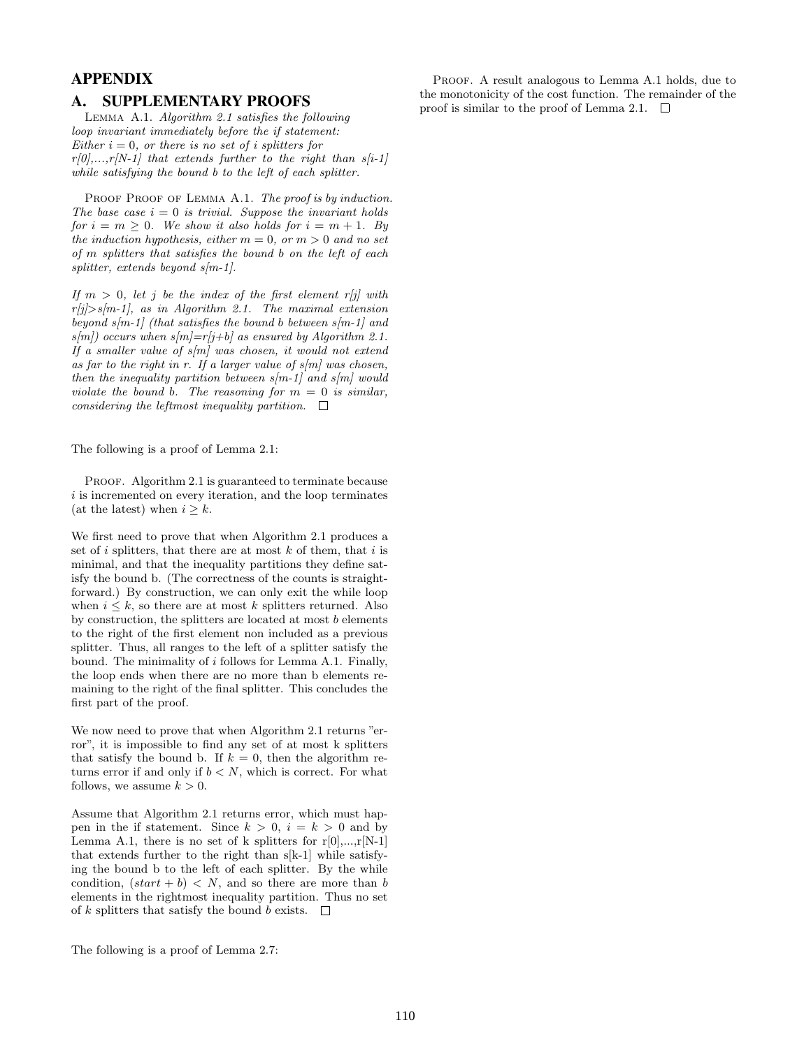# APPENDIX

## A. SUPPLEMENTARY PROOFS

LEMMA A.1. *Algorithm 2.1 satisfies the following loop invariant immediately before the if statement: Either $i = 0$, or there is no set of $i$ splitters for r[0],...,r[N-1] that extends further to the right than s[i-1] while satisfying the bound b to the left of each splitter.*

PROOF PROOF OF LEMMA A.1. *The proof is by induction. The base case $i = 0$ is trivial. Suppose the invariant holds for $i = m \geq 0$. We show it also holds for $i = m + 1$. By the induction hypothesis, either $m = 0$, or $m > 0$ and no set of m splitters that satisfies the bound b on the left of each splitter, extends beyond s[m-1].*

*If $m > 0$, let j be the index of the first element r[j] with r[j]>s[m-1], as in Algorithm 2.1. The maximal extension beyond s[m-1] (that satisfies the bound b between s[m-1] and s[m]) occurs when s[m]=r[j+b] as ensured by Algorithm 2.1. If a smaller value of s[m] was chosen, it would not extend as far to the right in r. If a larger value of s[m] was chosen, then the inequality partition between s[m-1] and s[m] would violate the bound b. The reasoning for $m = 0$ is similar, considering the leftmost inequality partition.* □

The following is a proof of Lemma 2.1:

PROOF. Algorithm 2.1 is guaranteed to terminate because $i$ is incremented on every iteration, and the loop terminates (at the latest) when $i \geq k$.

We first need to prove that when Algorithm 2.1 produces a set of $i$ splitters, that there are at most $k$ of them, that $i$ is minimal, and that the inequality partitions they define satisfy the bound b. (The correctness of the counts is straightforward.) By construction, we can only exit the while loop when $i \leq k$, so there are at most $k$ splitters returned. Also by construction, the splitters are located at most $b$ elements to the right of the first element non included as a previous splitter. Thus, all ranges to the left of a splitter satisfy the bound. The minimality of $i$ follows for Lemma A.1. Finally, the loop ends when there are no more than b elements remaining to the right of the final splitter. This concludes the first part of the proof.

We now need to prove that when Algorithm 2.1 returns "error", it is impossible to find any set of at most k splitters that satisfy the bound b. If $k = 0$, then the algorithm returns error if and only if $b < N$, which is correct. For what follows, we assume $k > 0$.

Assume that Algorithm 2.1 returns error, which must happen in the if statement. Since $k > 0$, $i = k > 0$ and by Lemma A.1, there is no set of k splitters for r[0],...,r[N-1] that extends further to the right than s[k-1] while satisfying the bound b to the left of each splitter. By the while condition, $(start + b) < N$, and so there are more than $b$ elements in the rightmost inequality partition. Thus no set of $k$ splitters that satisfy the bound $b$ exists. □

The following is a proof of Lemma 2.7:

PROOF. A result analogous to Lemma A.1 holds, due to the monotonicity of the cost function. The remainder of the proof is similar to the proof of Lemma 2.1. □